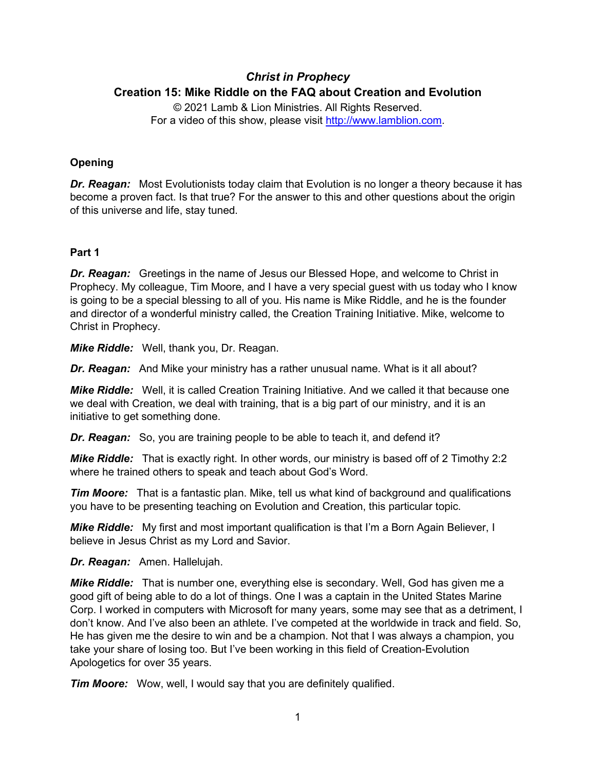# *Christ in Prophecy*

## Creation 15: Mike Riddle on the FAQ about Creation and Evolution

© 2021 Lamb & Lion Ministries. All Rights Reserved.
For a video of this show, please visit http://www.lamblion.com.

### Opening

***Dr. Reagan:*** Most Evolutionists today claim that Evolution is no longer a theory because it has become a proven fact. Is that true? For the answer to this and other questions about the origin of this universe and life, stay tuned.

### Part 1

***Dr. Reagan:*** Greetings in the name of Jesus our Blessed Hope, and welcome to Christ in Prophecy. My colleague, Tim Moore, and I have a very special guest with us today who I know is going to be a special blessing to all of you. His name is Mike Riddle, and he is the founder and director of a wonderful ministry called, the Creation Training Initiative. Mike, welcome to Christ in Prophecy.

***Mike Riddle:*** Well, thank you, Dr. Reagan.

***Dr. Reagan:*** And Mike your ministry has a rather unusual name. What is it all about?

***Mike Riddle:*** Well, it is called Creation Training Initiative. And we called it that because one we deal with Creation, we deal with training, that is a big part of our ministry, and it is an initiative to get something done.

***Dr. Reagan:*** So, you are training people to be able to teach it, and defend it?

***Mike Riddle:*** That is exactly right. In other words, our ministry is based off of 2 Timothy 2:2 where he trained others to speak and teach about God's Word.

***Tim Moore:*** That is a fantastic plan. Mike, tell us what kind of background and qualifications you have to be presenting teaching on Evolution and Creation, this particular topic.

***Mike Riddle:*** My first and most important qualification is that I'm a Born Again Believer, I believe in Jesus Christ as my Lord and Savior.

***Dr. Reagan:*** Amen. Hallelujah.

***Mike Riddle:*** That is number one, everything else is secondary. Well, God has given me a good gift of being able to do a lot of things. One I was a captain in the United States Marine Corp. I worked in computers with Microsoft for many years, some may see that as a detriment, I don't know. And I've also been an athlete. I've competed at the worldwide in track and field. So, He has given me the desire to win and be a champion. Not that I was always a champion, you take your share of losing too. But I've been working in this field of Creation-Evolution Apologetics for over 35 years.

***Tim Moore:*** Wow, well, I would say that you are definitely qualified.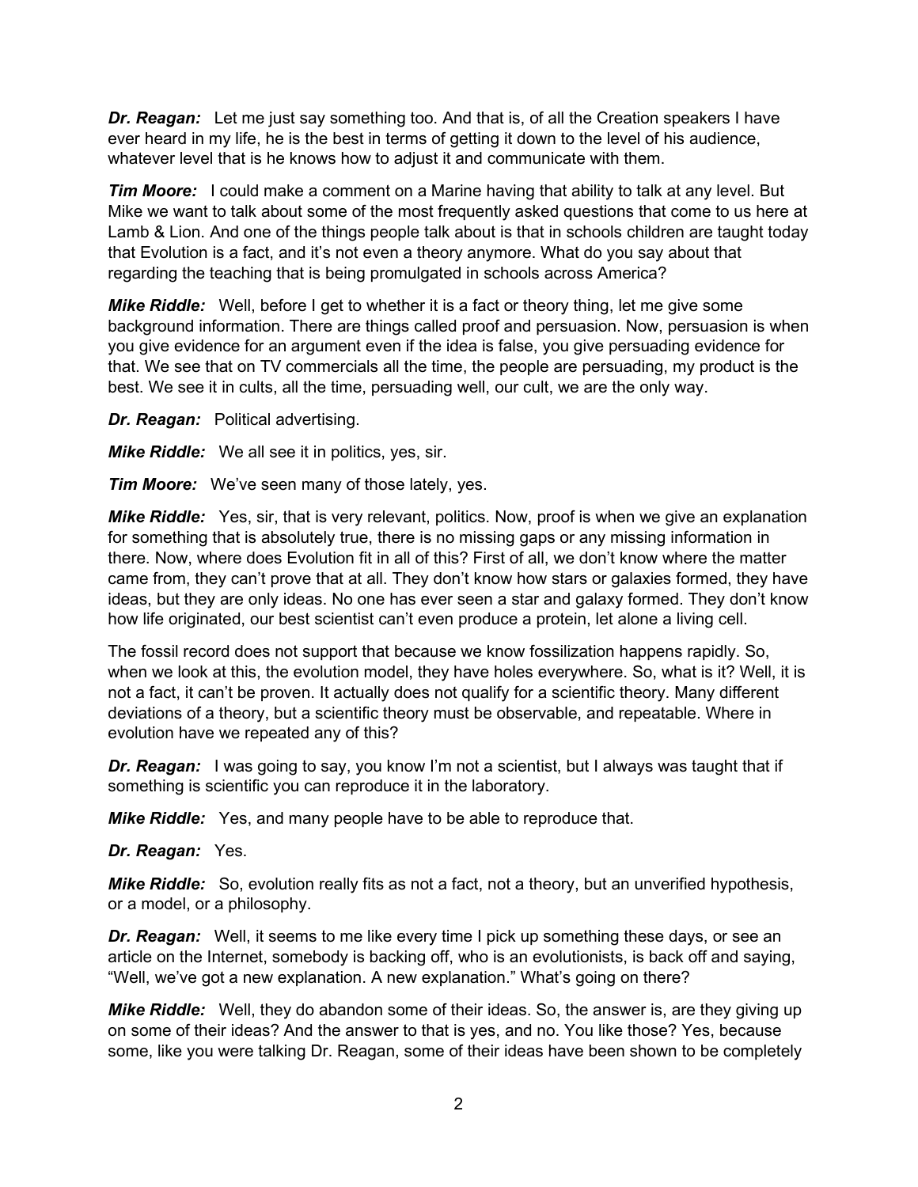***Dr. Reagan:*** Let me just say something too. And that is, of all the Creation speakers I have ever heard in my life, he is the best in terms of getting it down to the level of his audience, whatever level that is he knows how to adjust it and communicate with them.

***Tim Moore:*** I could make a comment on a Marine having that ability to talk at any level. But Mike we want to talk about some of the most frequently asked questions that come to us here at Lamb & Lion. And one of the things people talk about is that in schools children are taught today that Evolution is a fact, and it's not even a theory anymore. What do you say about that regarding the teaching that is being promulgated in schools across America?

***Mike Riddle:*** Well, before I get to whether it is a fact or theory thing, let me give some background information. There are things called proof and persuasion. Now, persuasion is when you give evidence for an argument even if the idea is false, you give persuading evidence for that. We see that on TV commercials all the time, the people are persuading, my product is the best. We see it in cults, all the time, persuading well, our cult, we are the only way.

***Dr. Reagan:*** Political advertising.

***Mike Riddle:*** We all see it in politics, yes, sir.

***Tim Moore:*** We've seen many of those lately, yes.

***Mike Riddle:*** Yes, sir, that is very relevant, politics. Now, proof is when we give an explanation for something that is absolutely true, there is no missing gaps or any missing information in there. Now, where does Evolution fit in all of this? First of all, we don't know where the matter came from, they can't prove that at all. They don't know how stars or galaxies formed, they have ideas, but they are only ideas. No one has ever seen a star and galaxy formed. They don't know how life originated, our best scientist can't even produce a protein, let alone a living cell.

The fossil record does not support that because we know fossilization happens rapidly. So, when we look at this, the evolution model, they have holes everywhere. So, what is it? Well, it is not a fact, it can't be proven. It actually does not qualify for a scientific theory. Many different deviations of a theory, but a scientific theory must be observable, and repeatable. Where in evolution have we repeated any of this?

***Dr. Reagan:*** I was going to say, you know I'm not a scientist, but I always was taught that if something is scientific you can reproduce it in the laboratory.

***Mike Riddle:*** Yes, and many people have to be able to reproduce that.

***Dr. Reagan:*** Yes.

***Mike Riddle:*** So, evolution really fits as not a fact, not a theory, but an unverified hypothesis, or a model, or a philosophy.

***Dr. Reagan:*** Well, it seems to me like every time I pick up something these days, or see an article on the Internet, somebody is backing off, who is an evolutionists, is back off and saying, "Well, we've got a new explanation. A new explanation." What's going on there?

***Mike Riddle:*** Well, they do abandon some of their ideas. So, the answer is, are they giving up on some of their ideas? And the answer to that is yes, and no. You like those? Yes, because some, like you were talking Dr. Reagan, some of their ideas have been shown to be completely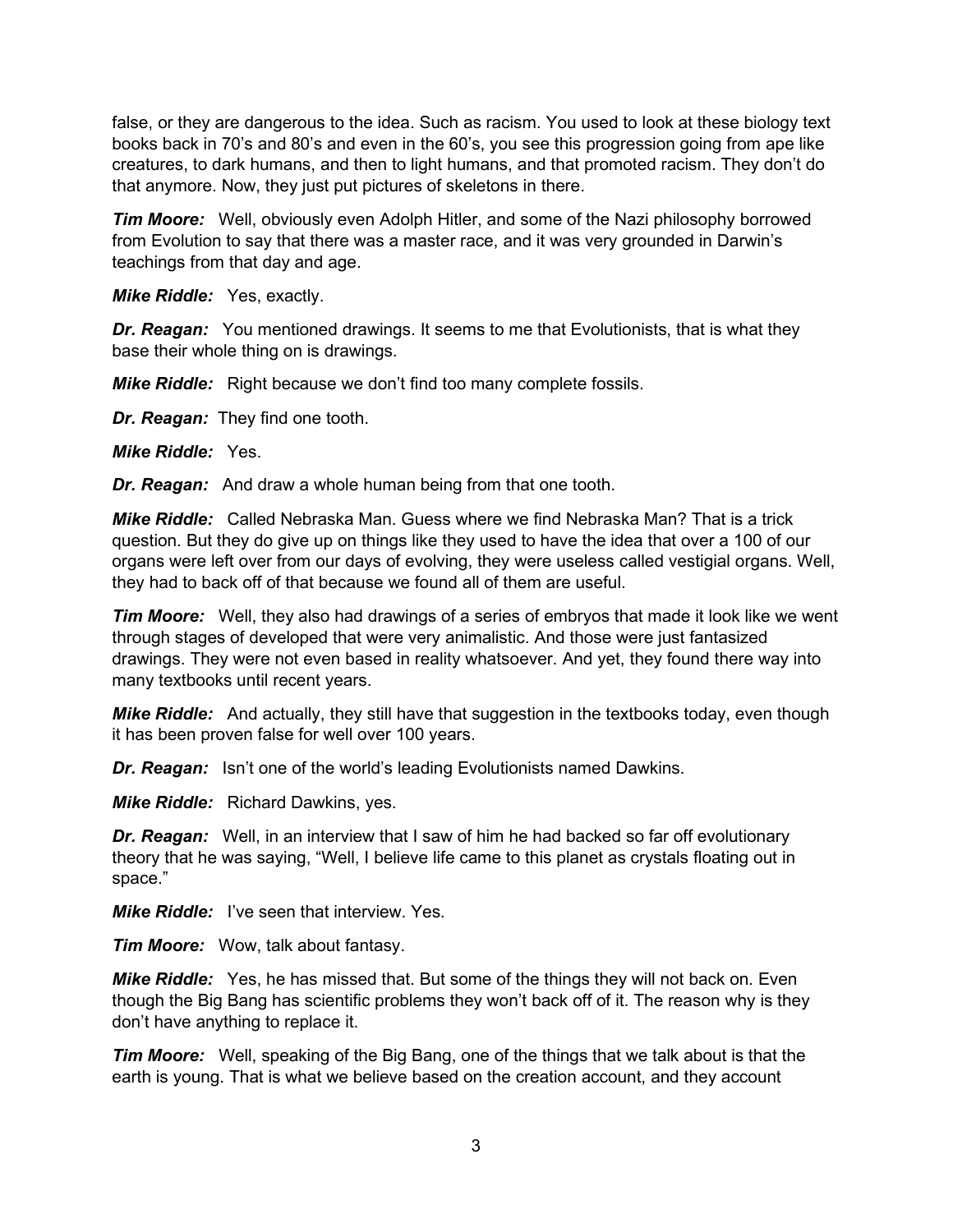false, or they are dangerous to the idea. Such as racism. You used to look at these biology text books back in 70's and 80's and even in the 60's, you see this progression going from ape like creatures, to dark humans, and then to light humans, and that promoted racism. They don't do that anymore. Now, they just put pictures of skeletons in there.

***Tim Moore:*** Well, obviously even Adolph Hitler, and some of the Nazi philosophy borrowed from Evolution to say that there was a master race, and it was very grounded in Darwin's teachings from that day and age.

***Mike Riddle:*** Yes, exactly.

***Dr. Reagan:*** You mentioned drawings. It seems to me that Evolutionists, that is what they base their whole thing on is drawings.

***Mike Riddle:*** Right because we don't find too many complete fossils.

***Dr. Reagan:*** They find one tooth.

***Mike Riddle:*** Yes.

***Dr. Reagan:*** And draw a whole human being from that one tooth.

***Mike Riddle:*** Called Nebraska Man. Guess where we find Nebraska Man? That is a trick question. But they do give up on things like they used to have the idea that over a 100 of our organs were left over from our days of evolving, they were useless called vestigial organs. Well, they had to back off of that because we found all of them are useful.

***Tim Moore:*** Well, they also had drawings of a series of embryos that made it look like we went through stages of developed that were very animalistic. And those were just fantasized drawings. They were not even based in reality whatsoever. And yet, they found there way into many textbooks until recent years.

***Mike Riddle:*** And actually, they still have that suggestion in the textbooks today, even though it has been proven false for well over 100 years.

***Dr. Reagan:*** Isn't one of the world's leading Evolutionists named Dawkins.

***Mike Riddle:*** Richard Dawkins, yes.

***Dr. Reagan:*** Well, in an interview that I saw of him he had backed so far off evolutionary theory that he was saying, "Well, I believe life came to this planet as crystals floating out in space."

***Mike Riddle:*** I've seen that interview. Yes.

***Tim Moore:*** Wow, talk about fantasy.

***Mike Riddle:*** Yes, he has missed that. But some of the things they will not back on. Even though the Big Bang has scientific problems they won't back off of it. The reason why is they don't have anything to replace it.

***Tim Moore:*** Well, speaking of the Big Bang, one of the things that we talk about is that the earth is young. That is what we believe based on the creation account, and they account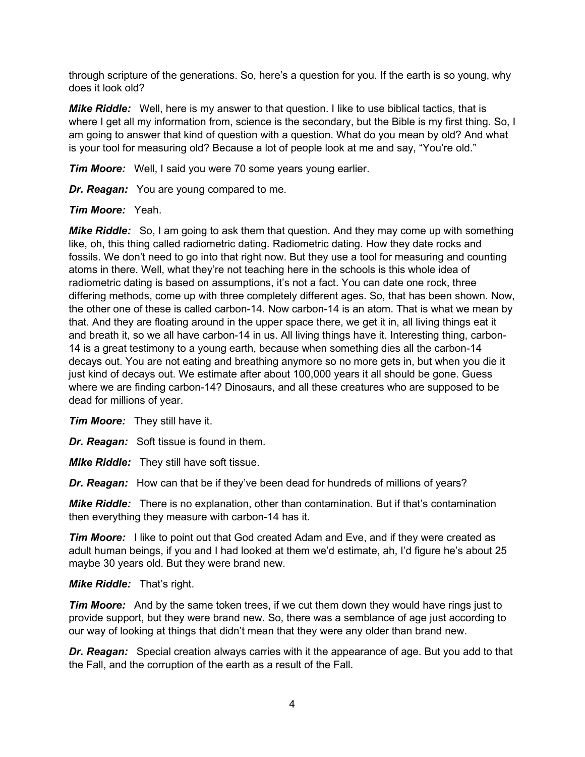through scripture of the generations. So, here's a question for you. If the earth is so young, why does it look old?

***Mike Riddle:*** Well, here is my answer to that question. I like to use biblical tactics, that is where I get all my information from, science is the secondary, but the Bible is my first thing. So, I am going to answer that kind of question with a question. What do you mean by old? And what is your tool for measuring old? Because a lot of people look at me and say, "You're old."

***Tim Moore:*** Well, I said you were 70 some years young earlier.

***Dr. Reagan:*** You are young compared to me.

***Tim Moore:*** Yeah.

***Mike Riddle:*** So, I am going to ask them that question. And they may come up with something like, oh, this thing called radiometric dating. Radiometric dating. How they date rocks and fossils. We don't need to go into that right now. But they use a tool for measuring and counting atoms in there. Well, what they're not teaching here in the schools is this whole idea of radiometric dating is based on assumptions, it's not a fact. You can date one rock, three differing methods, come up with three completely different ages. So, that has been shown. Now, the other one of these is called carbon-14. Now carbon-14 is an atom. That is what we mean by that. And they are floating around in the upper space there, we get it in, all living things eat it and breath it, so we all have carbon-14 in us. All living things have it. Interesting thing, carbon-14 is a great testimony to a young earth, because when something dies all the carbon-14 decays out. You are not eating and breathing anymore so no more gets in, but when you die it just kind of decays out. We estimate after about 100,000 years it all should be gone. Guess where we are finding carbon-14? Dinosaurs, and all these creatures who are supposed to be dead for millions of year.

***Tim Moore:*** They still have it.

***Dr. Reagan:*** Soft tissue is found in them.

***Mike Riddle:*** They still have soft tissue.

***Dr. Reagan:*** How can that be if they've been dead for hundreds of millions of years?

***Mike Riddle:*** There is no explanation, other than contamination. But if that's contamination then everything they measure with carbon-14 has it.

***Tim Moore:*** I like to point out that God created Adam and Eve, and if they were created as adult human beings, if you and I had looked at them we'd estimate, ah, I'd figure he's about 25 maybe 30 years old. But they were brand new.

***Mike Riddle:*** That's right.

***Tim Moore:*** And by the same token trees, if we cut them down they would have rings just to provide support, but they were brand new. So, there was a semblance of age just according to our way of looking at things that didn't mean that they were any older than brand new.

***Dr. Reagan:*** Special creation always carries with it the appearance of age. But you add to that the Fall, and the corruption of the earth as a result of the Fall.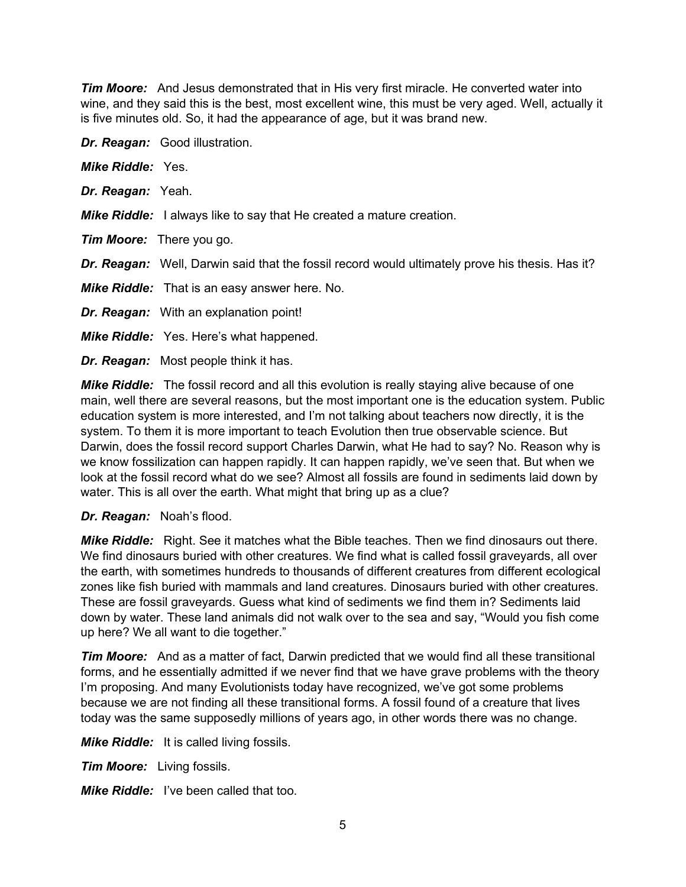***Tim Moore:*** And Jesus demonstrated that in His very first miracle. He converted water into wine, and they said this is the best, most excellent wine, this must be very aged. Well, actually it is five minutes old. So, it had the appearance of age, but it was brand new.

***Dr. Reagan:*** Good illustration.

***Mike Riddle:*** Yes.

***Dr. Reagan:*** Yeah.

***Mike Riddle:*** I always like to say that He created a mature creation.

***Tim Moore:*** There you go.

***Dr. Reagan:*** Well, Darwin said that the fossil record would ultimately prove his thesis. Has it?

***Mike Riddle:*** That is an easy answer here. No.

***Dr. Reagan:*** With an explanation point!

***Mike Riddle:*** Yes. Here's what happened.

***Dr. Reagan:*** Most people think it has.

***Mike Riddle:*** The fossil record and all this evolution is really staying alive because of one main, well there are several reasons, but the most important one is the education system. Public education system is more interested, and I'm not talking about teachers now directly, it is the system. To them it is more important to teach Evolution then true observable science. But Darwin, does the fossil record support Charles Darwin, what He had to say? No. Reason why is we know fossilization can happen rapidly. It can happen rapidly, we've seen that. But when we look at the fossil record what do we see? Almost all fossils are found in sediments laid down by water. This is all over the earth. What might that bring up as a clue?

***Dr. Reagan:*** Noah's flood.

***Mike Riddle:*** Right. See it matches what the Bible teaches. Then we find dinosaurs out there. We find dinosaurs buried with other creatures. We find what is called fossil graveyards, all over the earth, with sometimes hundreds to thousands of different creatures from different ecological zones like fish buried with mammals and land creatures. Dinosaurs buried with other creatures. These are fossil graveyards. Guess what kind of sediments we find them in? Sediments laid down by water. These land animals did not walk over to the sea and say, "Would you fish come up here? We all want to die together."

***Tim Moore:*** And as a matter of fact, Darwin predicted that we would find all these transitional forms, and he essentially admitted if we never find that we have grave problems with the theory I'm proposing. And many Evolutionists today have recognized, we've got some problems because we are not finding all these transitional forms. A fossil found of a creature that lives today was the same supposedly millions of years ago, in other words there was no change.

***Mike Riddle:*** It is called living fossils.

***Tim Moore:*** Living fossils.

***Mike Riddle:*** I've been called that too.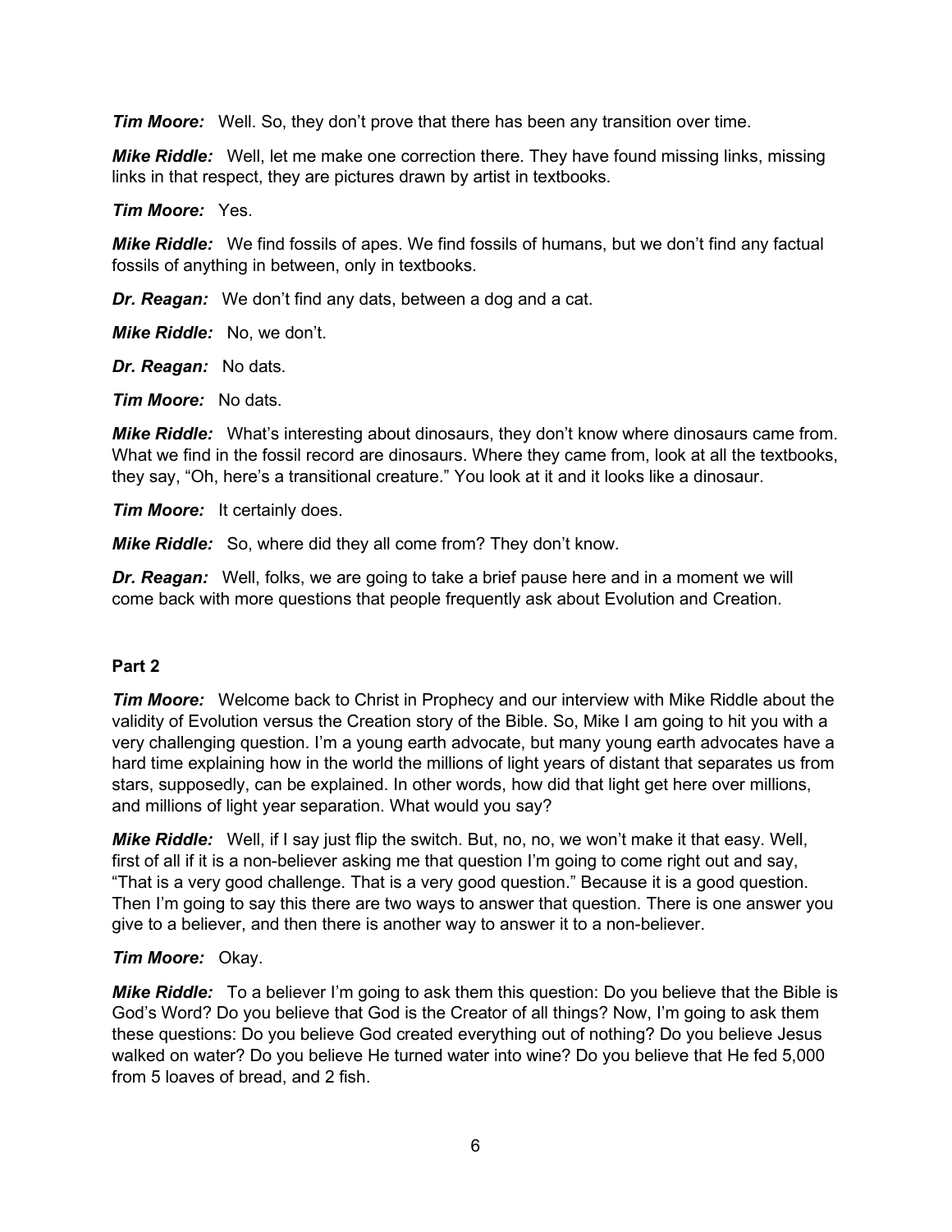***Tim Moore:*** Well. So, they don't prove that there has been any transition over time.

***Mike Riddle:*** Well, let me make one correction there. They have found missing links, missing links in that respect, they are pictures drawn by artist in textbooks.

***Tim Moore:*** Yes.

***Mike Riddle:*** We find fossils of apes. We find fossils of humans, but we don't find any factual fossils of anything in between, only in textbooks.

***Dr. Reagan:*** We don't find any dats, between a dog and a cat.

***Mike Riddle:*** No, we don't.

***Dr. Reagan:*** No dats.

***Tim Moore:*** No dats.

***Mike Riddle:*** What's interesting about dinosaurs, they don't know where dinosaurs came from. What we find in the fossil record are dinosaurs. Where they came from, look at all the textbooks, they say, "Oh, here's a transitional creature." You look at it and it looks like a dinosaur.

***Tim Moore:*** It certainly does.

***Mike Riddle:*** So, where did they all come from? They don't know.

***Dr. Reagan:*** Well, folks, we are going to take a brief pause here and in a moment we will come back with more questions that people frequently ask about Evolution and Creation.

**Part 2**

***Tim Moore:*** Welcome back to Christ in Prophecy and our interview with Mike Riddle about the validity of Evolution versus the Creation story of the Bible. So, Mike I am going to hit you with a very challenging question. I'm a young earth advocate, but many young earth advocates have a hard time explaining how in the world the millions of light years of distant that separates us from stars, supposedly, can be explained. In other words, how did that light get here over millions, and millions of light year separation. What would you say?

***Mike Riddle:*** Well, if I say just flip the switch. But, no, no, we won't make it that easy. Well, first of all if it is a non-believer asking me that question I'm going to come right out and say, "That is a very good challenge. That is a very good question." Because it is a good question. Then I'm going to say this there are two ways to answer that question. There is one answer you give to a believer, and then there is another way to answer it to a non-believer.

***Tim Moore:*** Okay.

***Mike Riddle:*** To a believer I'm going to ask them this question: Do you believe that the Bible is God's Word? Do you believe that God is the Creator of all things? Now, I'm going to ask them these questions: Do you believe God created everything out of nothing? Do you believe Jesus walked on water? Do you believe He turned water into wine? Do you believe that He fed 5,000 from 5 loaves of bread, and 2 fish.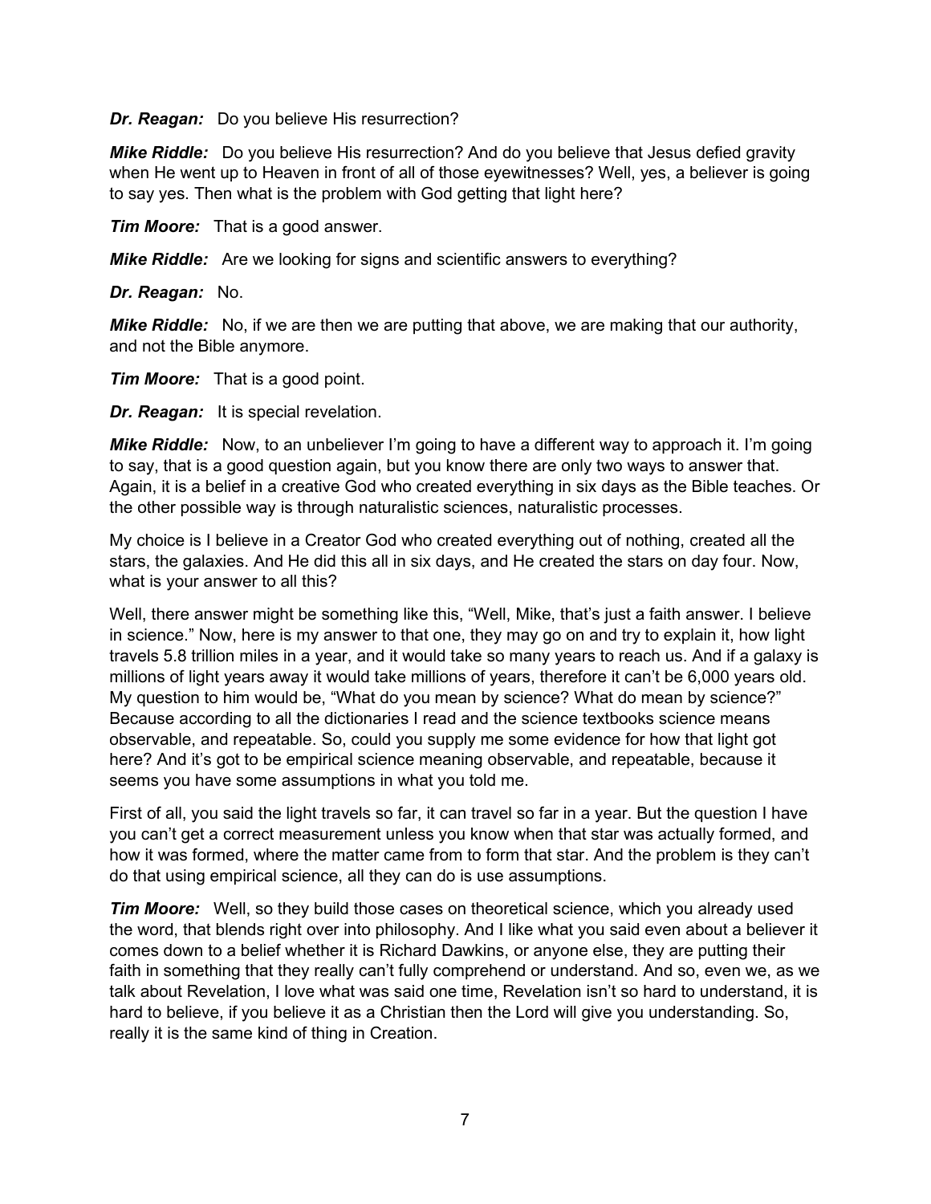***Dr. Reagan:*** Do you believe His resurrection?

***Mike Riddle:*** Do you believe His resurrection? And do you believe that Jesus defied gravity when He went up to Heaven in front of all of those eyewitnesses? Well, yes, a believer is going to say yes. Then what is the problem with God getting that light here?

***Tim Moore:*** That is a good answer.

***Mike Riddle:*** Are we looking for signs and scientific answers to everything?

***Dr. Reagan:*** No.

***Mike Riddle:*** No, if we are then we are putting that above, we are making that our authority, and not the Bible anymore.

***Tim Moore:*** That is a good point.

***Dr. Reagan:*** It is special revelation.

***Mike Riddle:*** Now, to an unbeliever I'm going to have a different way to approach it. I'm going to say, that is a good question again, but you know there are only two ways to answer that. Again, it is a belief in a creative God who created everything in six days as the Bible teaches. Or the other possible way is through naturalistic sciences, naturalistic processes.

My choice is I believe in a Creator God who created everything out of nothing, created all the stars, the galaxies. And He did this all in six days, and He created the stars on day four. Now, what is your answer to all this?

Well, there answer might be something like this, "Well, Mike, that's just a faith answer. I believe in science." Now, here is my answer to that one, they may go on and try to explain it, how light travels 5.8 trillion miles in a year, and it would take so many years to reach us. And if a galaxy is millions of light years away it would take millions of years, therefore it can't be 6,000 years old. My question to him would be, "What do you mean by science? What do mean by science?" Because according to all the dictionaries I read and the science textbooks science means observable, and repeatable. So, could you supply me some evidence for how that light got here? And it's got to be empirical science meaning observable, and repeatable, because it seems you have some assumptions in what you told me.

First of all, you said the light travels so far, it can travel so far in a year. But the question I have you can't get a correct measurement unless you know when that star was actually formed, and how it was formed, where the matter came from to form that star. And the problem is they can't do that using empirical science, all they can do is use assumptions.

***Tim Moore:*** Well, so they build those cases on theoretical science, which you already used the word, that blends right over into philosophy. And I like what you said even about a believer it comes down to a belief whether it is Richard Dawkins, or anyone else, they are putting their faith in something that they really can't fully comprehend or understand. And so, even we, as we talk about Revelation, I love what was said one time, Revelation isn't so hard to understand, it is hard to believe, if you believe it as a Christian then the Lord will give you understanding. So, really it is the same kind of thing in Creation.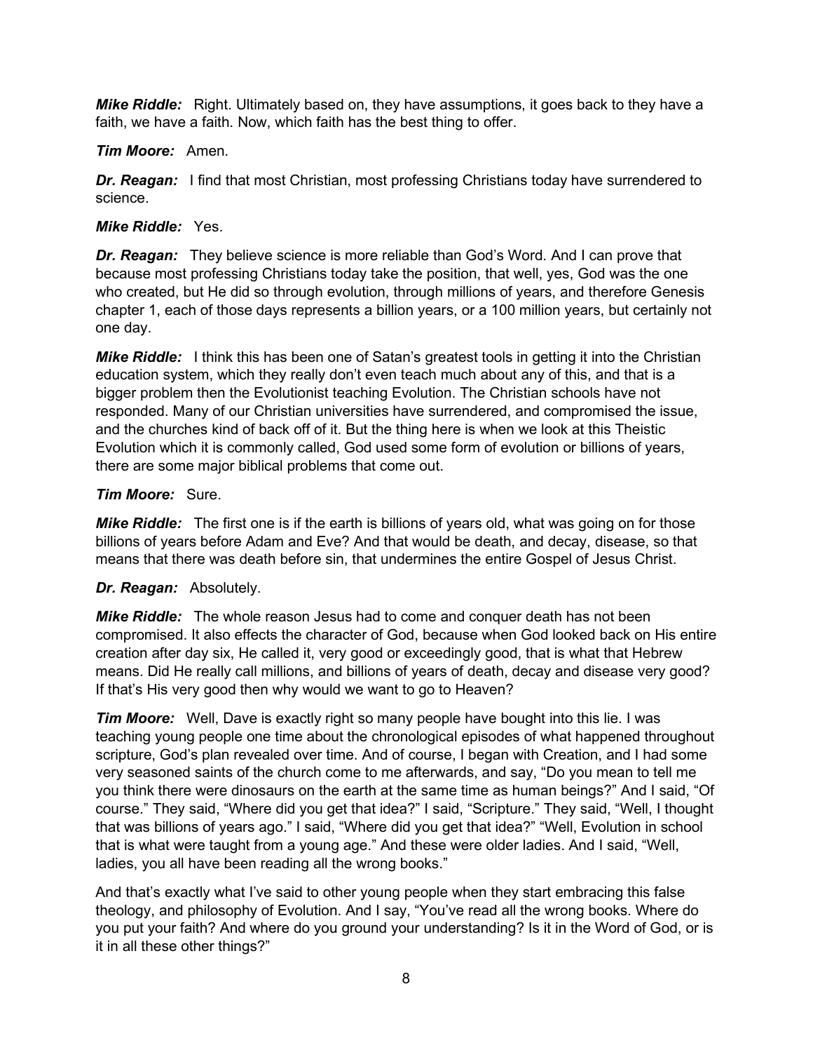***Mike Riddle:*** Right. Ultimately based on, they have assumptions, it goes back to they have a faith, we have a faith. Now, which faith has the best thing to offer.

***Tim Moore:*** Amen.

***Dr. Reagan:*** I find that most Christian, most professing Christians today have surrendered to science.

***Mike Riddle:*** Yes.

***Dr. Reagan:*** They believe science is more reliable than God's Word. And I can prove that because most professing Christians today take the position, that well, yes, God was the one who created, but He did so through evolution, through millions of years, and therefore Genesis chapter 1, each of those days represents a billion years, or a 100 million years, but certainly not one day.

***Mike Riddle:*** I think this has been one of Satan's greatest tools in getting it into the Christian education system, which they really don't even teach much about any of this, and that is a bigger problem then the Evolutionist teaching Evolution. The Christian schools have not responded. Many of our Christian universities have surrendered, and compromised the issue, and the churches kind of back off of it. But the thing here is when we look at this Theistic Evolution which it is commonly called, God used some form of evolution or billions of years, there are some major biblical problems that come out.

***Tim Moore:*** Sure.

***Mike Riddle:*** The first one is if the earth is billions of years old, what was going on for those billions of years before Adam and Eve? And that would be death, and decay, disease, so that means that there was death before sin, that undermines the entire Gospel of Jesus Christ.

***Dr. Reagan:*** Absolutely.

***Mike Riddle:*** The whole reason Jesus had to come and conquer death has not been compromised. It also effects the character of God, because when God looked back on His entire creation after day six, He called it, very good or exceedingly good, that is what that Hebrew means. Did He really call millions, and billions of years of death, decay and disease very good? If that's His very good then why would we want to go to Heaven?

***Tim Moore:*** Well, Dave is exactly right so many people have bought into this lie. I was teaching young people one time about the chronological episodes of what happened throughout scripture, God's plan revealed over time. And of course, I began with Creation, and I had some very seasoned saints of the church come to me afterwards, and say, "Do you mean to tell me you think there were dinosaurs on the earth at the same time as human beings?" And I said, "Of course." They said, "Where did you get that idea?" I said, "Scripture." They said, "Well, I thought that was billions of years ago." I said, "Where did you get that idea?" "Well, Evolution in school that is what were taught from a young age." And these were older ladies. And I said, "Well, ladies, you all have been reading all the wrong books."

And that's exactly what I've said to other young people when they start embracing this false theology, and philosophy of Evolution. And I say, "You've read all the wrong books. Where do you put your faith? And where do you ground your understanding? Is it in the Word of God, or is it in all these other things?"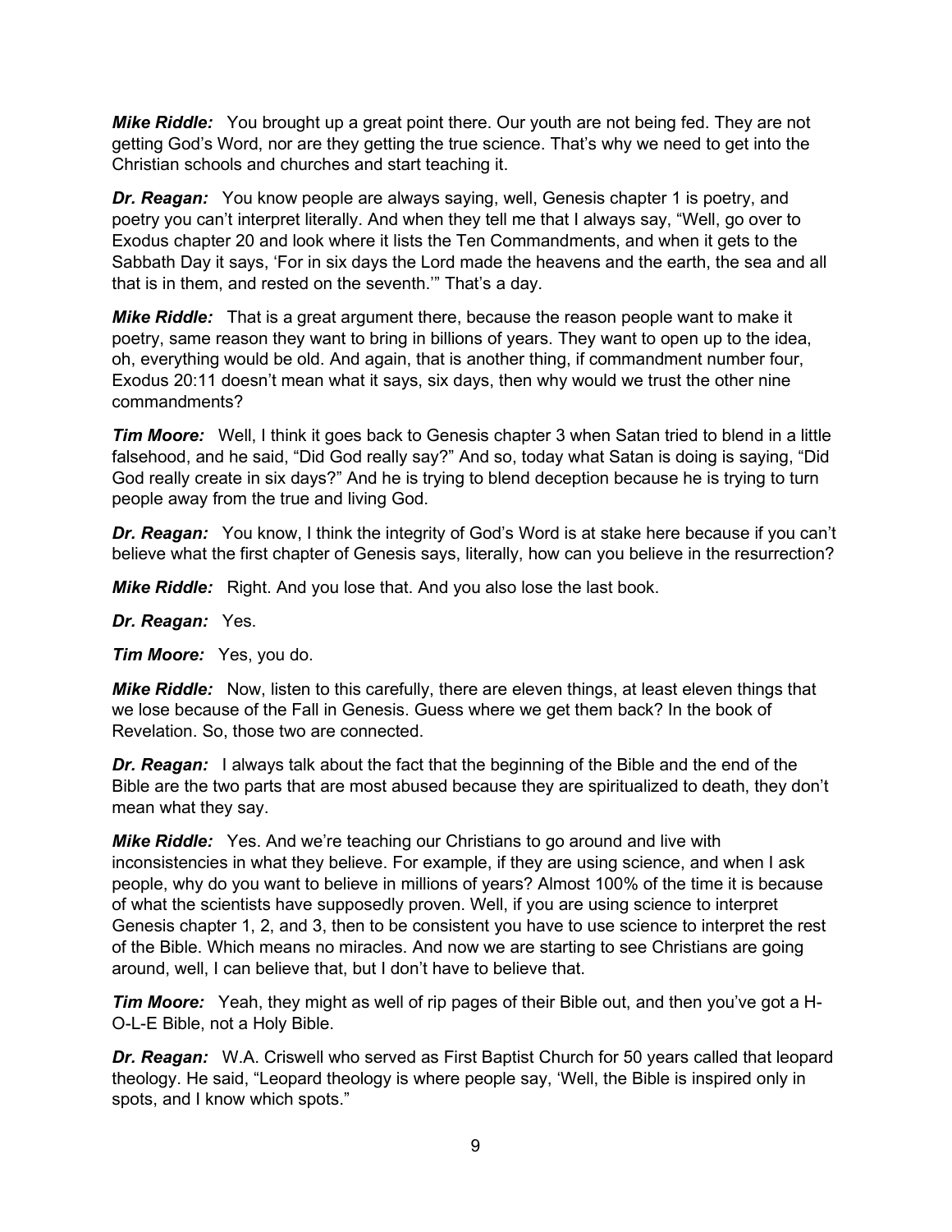***Mike Riddle:*** You brought up a great point there. Our youth are not being fed. They are not getting God's Word, nor are they getting the true science. That's why we need to get into the Christian schools and churches and start teaching it.

***Dr. Reagan:*** You know people are always saying, well, Genesis chapter 1 is poetry, and poetry you can't interpret literally. And when they tell me that I always say, "Well, go over to Exodus chapter 20 and look where it lists the Ten Commandments, and when it gets to the Sabbath Day it says, 'For in six days the Lord made the heavens and the earth, the sea and all that is in them, and rested on the seventh.'" That's a day.

***Mike Riddle:*** That is a great argument there, because the reason people want to make it poetry, same reason they want to bring in billions of years. They want to open up to the idea, oh, everything would be old. And again, that is another thing, if commandment number four, Exodus 20:11 doesn't mean what it says, six days, then why would we trust the other nine commandments?

***Tim Moore:*** Well, I think it goes back to Genesis chapter 3 when Satan tried to blend in a little falsehood, and he said, "Did God really say?" And so, today what Satan is doing is saying, "Did God really create in six days?" And he is trying to blend deception because he is trying to turn people away from the true and living God.

***Dr. Reagan:*** You know, I think the integrity of God's Word is at stake here because if you can't believe what the first chapter of Genesis says, literally, how can you believe in the resurrection?

***Mike Riddle:*** Right. And you lose that. And you also lose the last book.

***Dr. Reagan:*** Yes.

***Tim Moore:*** Yes, you do.

***Mike Riddle:*** Now, listen to this carefully, there are eleven things, at least eleven things that we lose because of the Fall in Genesis. Guess where we get them back? In the book of Revelation. So, those two are connected.

***Dr. Reagan:*** I always talk about the fact that the beginning of the Bible and the end of the Bible are the two parts that are most abused because they are spiritualized to death, they don't mean what they say.

***Mike Riddle:*** Yes. And we're teaching our Christians to go around and live with inconsistencies in what they believe. For example, if they are using science, and when I ask people, why do you want to believe in millions of years? Almost 100% of the time it is because of what the scientists have supposedly proven. Well, if you are using science to interpret Genesis chapter 1, 2, and 3, then to be consistent you have to use science to interpret the rest of the Bible. Which means no miracles. And now we are starting to see Christians are going around, well, I can believe that, but I don't have to believe that.

***Tim Moore:*** Yeah, they might as well of rip pages of their Bible out, and then you've got a H-O-L-E Bible, not a Holy Bible.

***Dr. Reagan:*** W.A. Criswell who served as First Baptist Church for 50 years called that leopard theology. He said, "Leopard theology is where people say, 'Well, the Bible is inspired only in spots, and I know which spots."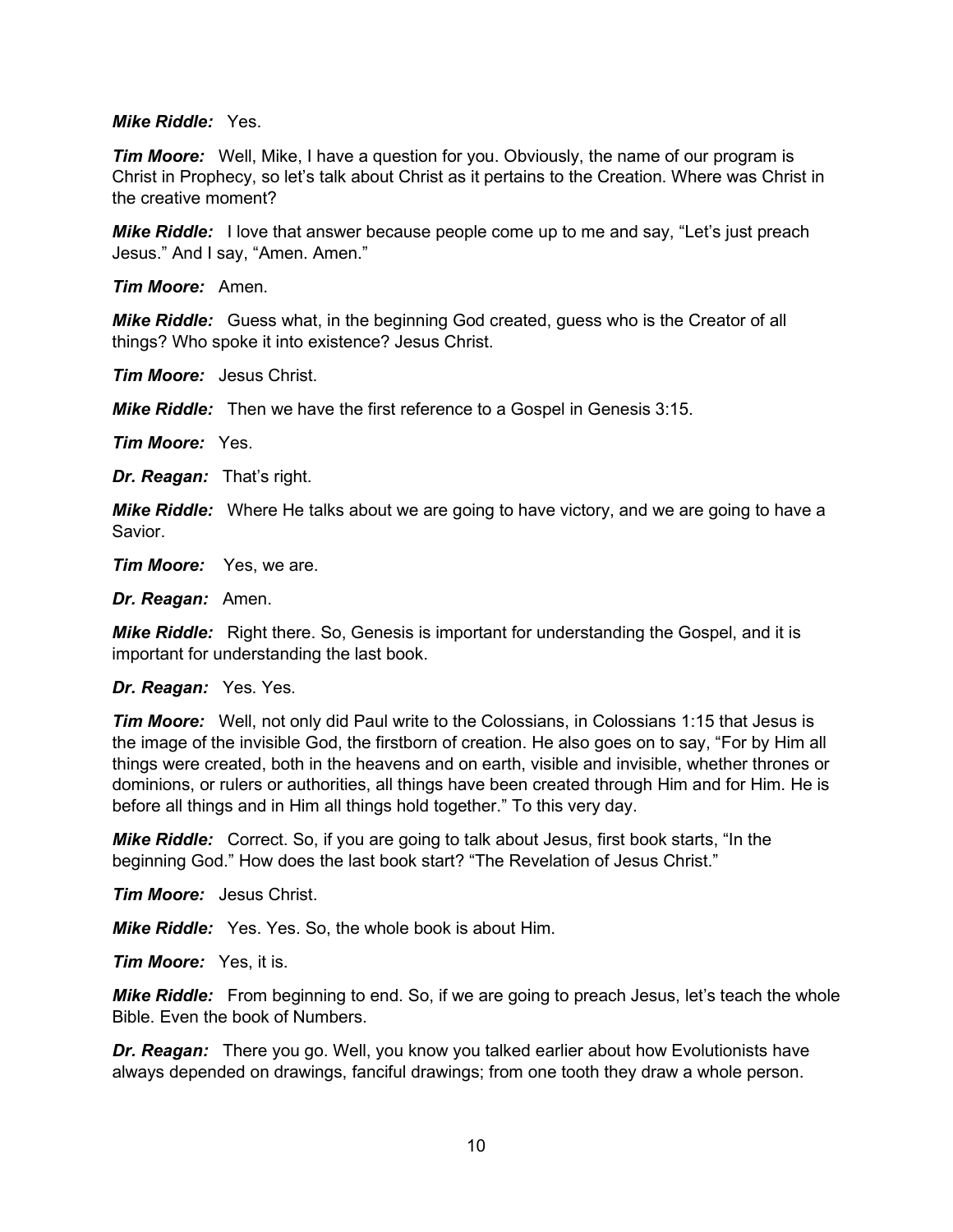***Mike Riddle:*** Yes.

***Tim Moore:*** Well, Mike, I have a question for you. Obviously, the name of our program is Christ in Prophecy, so let's talk about Christ as it pertains to the Creation. Where was Christ in the creative moment?

***Mike Riddle:*** I love that answer because people come up to me and say, "Let's just preach Jesus." And I say, "Amen. Amen."

***Tim Moore:*** Amen.

***Mike Riddle:*** Guess what, in the beginning God created, guess who is the Creator of all things? Who spoke it into existence? Jesus Christ.

***Tim Moore:*** Jesus Christ.

***Mike Riddle:*** Then we have the first reference to a Gospel in Genesis 3:15.

***Tim Moore:*** Yes.

***Dr. Reagan:*** That's right.

***Mike Riddle:*** Where He talks about we are going to have victory, and we are going to have a Savior.

***Tim Moore:*** Yes, we are.

***Dr. Reagan:*** Amen.

***Mike Riddle:*** Right there. So, Genesis is important for understanding the Gospel, and it is important for understanding the last book.

***Dr. Reagan:*** Yes. Yes.

***Tim Moore:*** Well, not only did Paul write to the Colossians, in Colossians 1:15 that Jesus is the image of the invisible God, the firstborn of creation. He also goes on to say, "For by Him all things were created, both in the heavens and on earth, visible and invisible, whether thrones or dominions, or rulers or authorities, all things have been created through Him and for Him. He is before all things and in Him all things hold together." To this very day.

***Mike Riddle:*** Correct. So, if you are going to talk about Jesus, first book starts, "In the beginning God." How does the last book start? "The Revelation of Jesus Christ."

***Tim Moore:*** Jesus Christ.

***Mike Riddle:*** Yes. Yes. So, the whole book is about Him.

***Tim Moore:*** Yes, it is.

***Mike Riddle:*** From beginning to end. So, if we are going to preach Jesus, let's teach the whole Bible. Even the book of Numbers.

***Dr. Reagan:*** There you go. Well, you know you talked earlier about how Evolutionists have always depended on drawings, fanciful drawings; from one tooth they draw a whole person.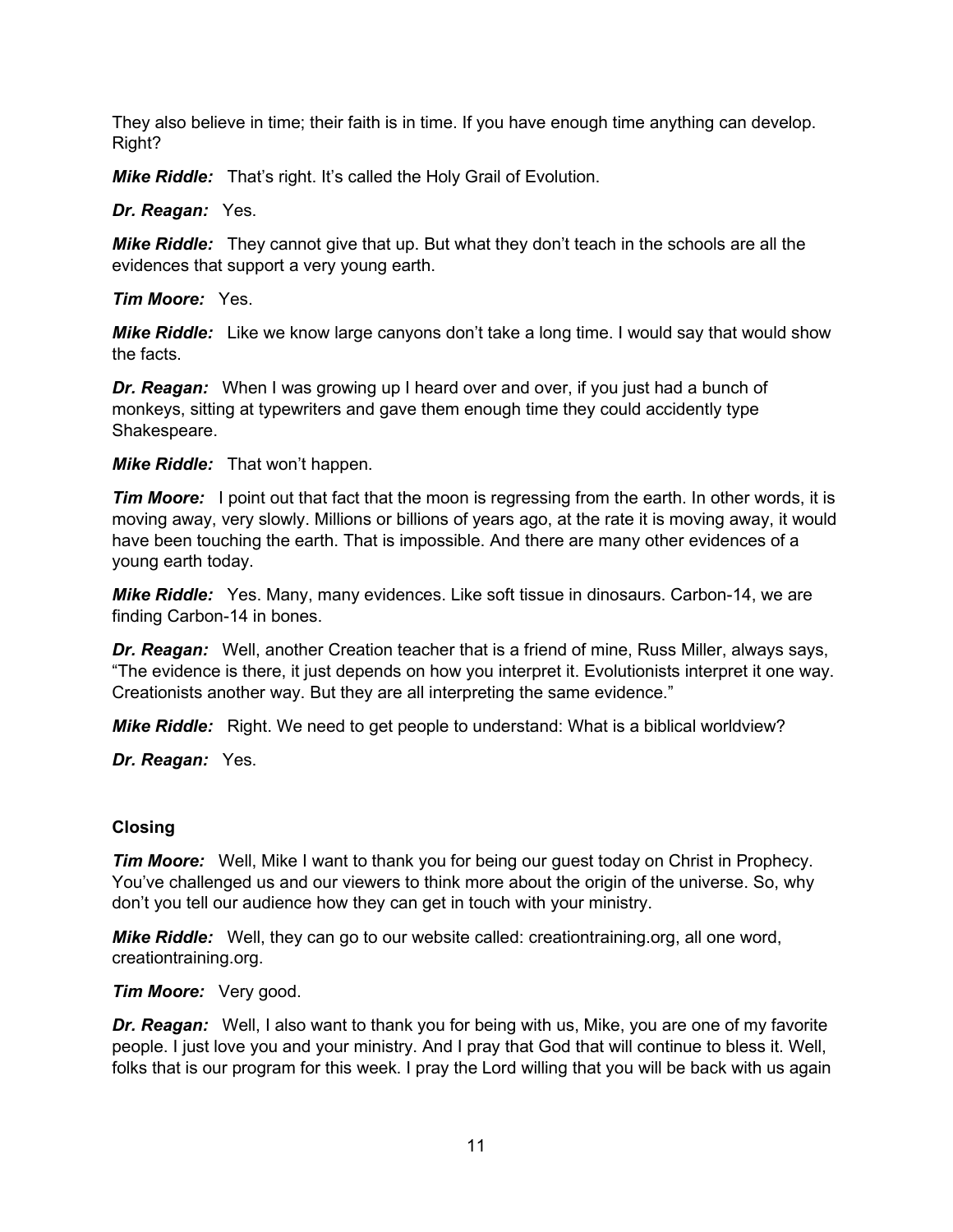They also believe in time; their faith is in time. If you have enough time anything can develop. Right?

***Mike Riddle:*** That's right. It's called the Holy Grail of Evolution.

***Dr. Reagan:*** Yes.

***Mike Riddle:*** They cannot give that up. But what they don't teach in the schools are all the evidences that support a very young earth.

***Tim Moore:*** Yes.

***Mike Riddle:*** Like we know large canyons don't take a long time. I would say that would show the facts.

***Dr. Reagan:*** When I was growing up I heard over and over, if you just had a bunch of monkeys, sitting at typewriters and gave them enough time they could accidently type Shakespeare.

***Mike Riddle:*** That won't happen.

***Tim Moore:*** I point out that fact that the moon is regressing from the earth. In other words, it is moving away, very slowly. Millions or billions of years ago, at the rate it is moving away, it would have been touching the earth. That is impossible. And there are many other evidences of a young earth today.

***Mike Riddle:*** Yes. Many, many evidences. Like soft tissue in dinosaurs. Carbon-14, we are finding Carbon-14 in bones.

***Dr. Reagan:*** Well, another Creation teacher that is a friend of mine, Russ Miller, always says, "The evidence is there, it just depends on how you interpret it. Evolutionists interpret it one way. Creationists another way. But they are all interpreting the same evidence."

***Mike Riddle:*** Right. We need to get people to understand: What is a biblical worldview?

***Dr. Reagan:*** Yes.

**Closing**

***Tim Moore:*** Well, Mike I want to thank you for being our guest today on Christ in Prophecy. You've challenged us and our viewers to think more about the origin of the universe. So, why don't you tell our audience how they can get in touch with your ministry.

***Mike Riddle:*** Well, they can go to our website called: creationtraining.org, all one word, creationtraining.org.

***Tim Moore:*** Very good.

***Dr. Reagan:*** Well, I also want to thank you for being with us, Mike, you are one of my favorite people. I just love you and your ministry. And I pray that God that will continue to bless it. Well, folks that is our program for this week. I pray the Lord willing that you will be back with us again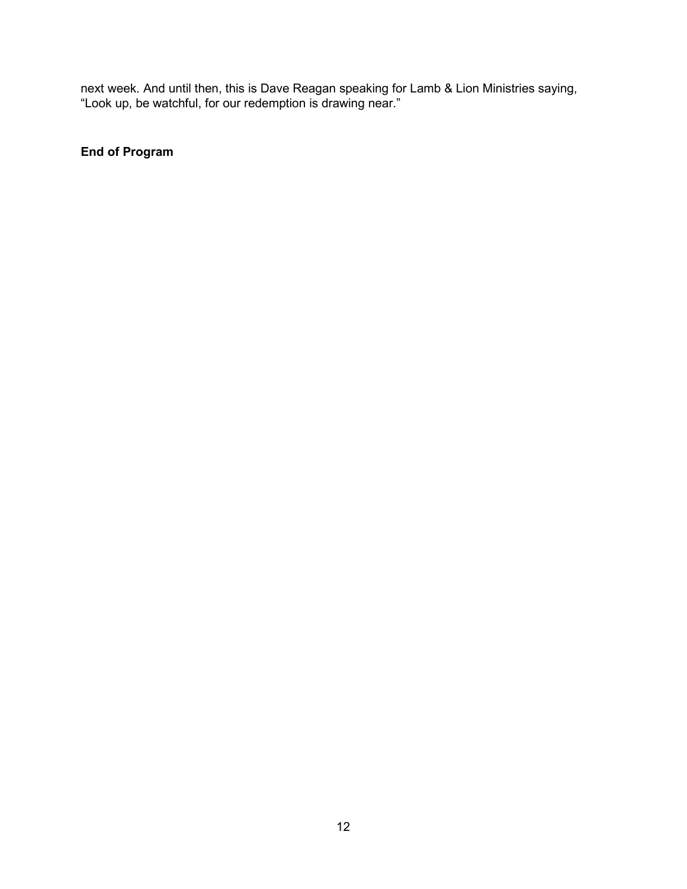next week. And until then, this is Dave Reagan speaking for Lamb & Lion Ministries saying, "Look up, be watchful, for our redemption is drawing near."

**End of Program**